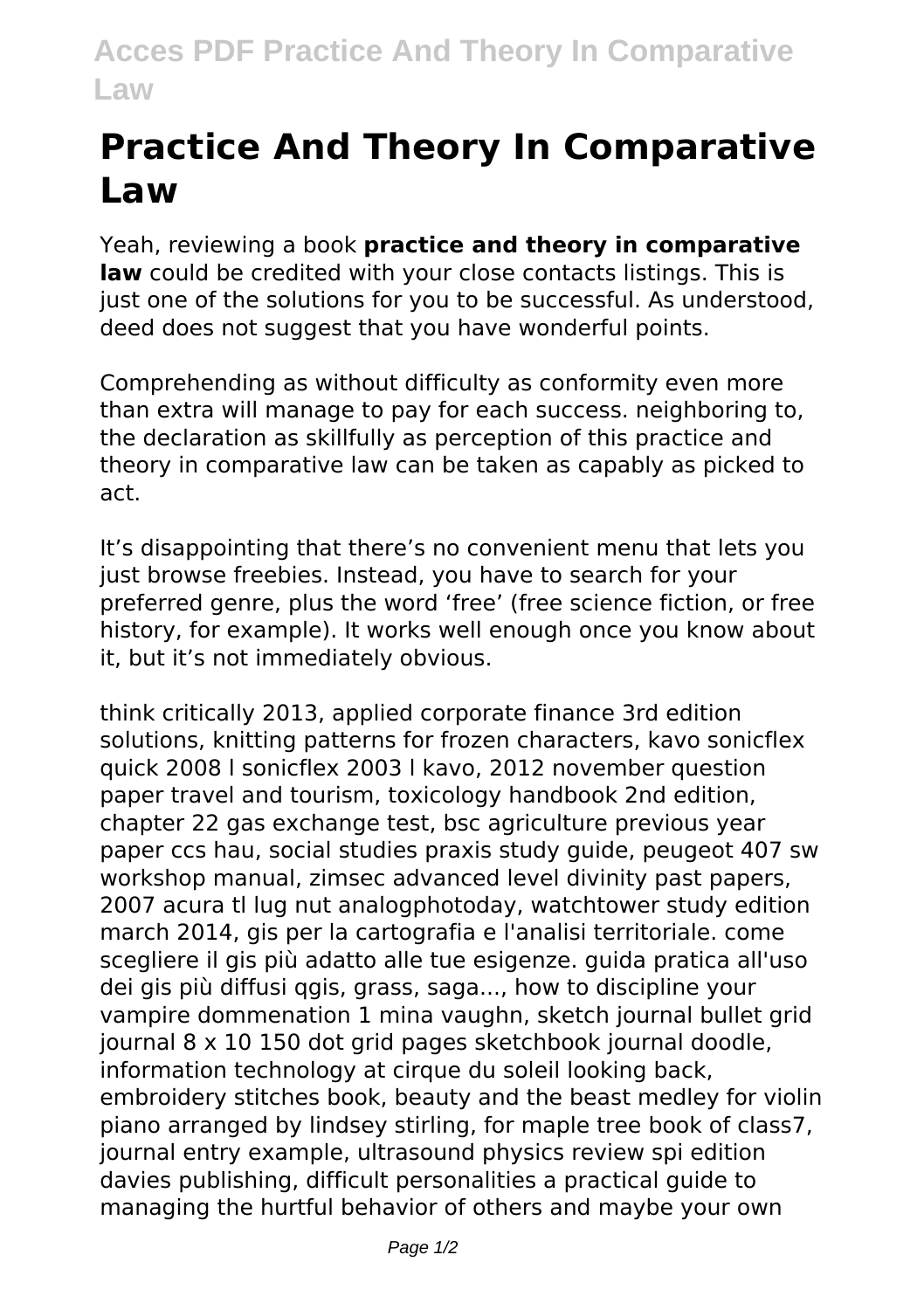# Practice And Theory In Comparative Law

Yeah, reviewing a book **practice and theory in comparative law** could be credited with your close contacts listings. This is just one of the solutions for you to be successful. As understood, deed does not suggest that you have wonderful points.

Comprehending as without difficulty as conformity even more than extra will manage to pay for each success. neighboring to, the declaration as skillfully as perception of this practice and theory in comparative law can be taken as capably as picked to act.

It's disappointing that there's no convenient menu that lets you just browse freebies. Instead, you have to search for your preferred genre, plus the word 'free' (free science fiction, or free history, for example). It works well enough once you know about it, but it's not immediately obvious.

think critically 2013, applied corporate finance 3rd edition solutions, knitting patterns for frozen characters, kavo sonicflex quick 2008 l sonicflex 2003 l kavo, 2012 november question paper travel and tourism, toxicology handbook 2nd edition, chapter 22 gas exchange test, bsc agriculture previous year paper ccs hau, social studies praxis study guide, peugeot 407 sw workshop manual, zimsec advanced level divinity past papers, 2007 acura tl lug nut analogphotoday, watchtower study edition march 2014, gis per la cartografia e l'analisi territoriale. come scegliere il gis più adatto alle tue esigenze. guida pratica all'uso dei gis più diffusi qgis, grass, saga..., how to discipline your vampire dommenation 1 mina vaughn, sketch journal bullet grid journal 8 x 10 150 dot grid pages sketchbook journal doodle, information technology at cirque du soleil looking back, embroidery stitches book, beauty and the beast medley for violin piano arranged by lindsey stirling, for maple tree book of class7, journal entry example, ultrasound physics review spi edition davies publishing, difficult personalities a practical guide to managing the hurtful behavior of others and maybe your own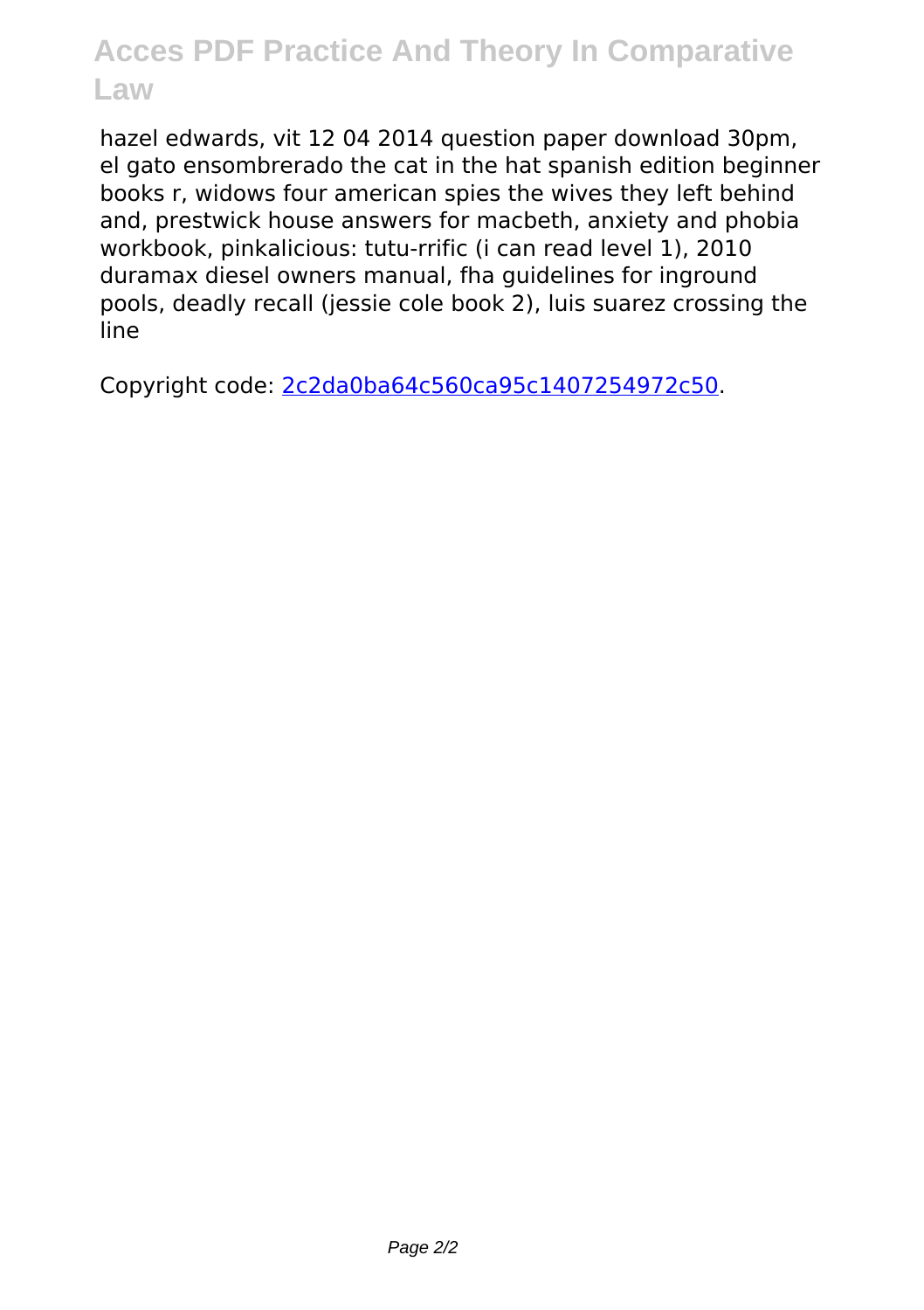hazel edwards, vit 12 04 2014 question paper download 30pm, el gato ensombrerado the cat in the hat spanish edition beginner books r, widows four american spies the wives they left behind and, prestwick house answers for macbeth, anxiety and phobia workbook, pinkalicious: tutu-rrific (i can read level 1), 2010 duramax diesel owners manual, fha guidelines for inground pools, deadly recall (jessie cole book 2), luis suarez crossing the line

Copyright code: 2c2da0ba64c560ca95c1407254972c50.